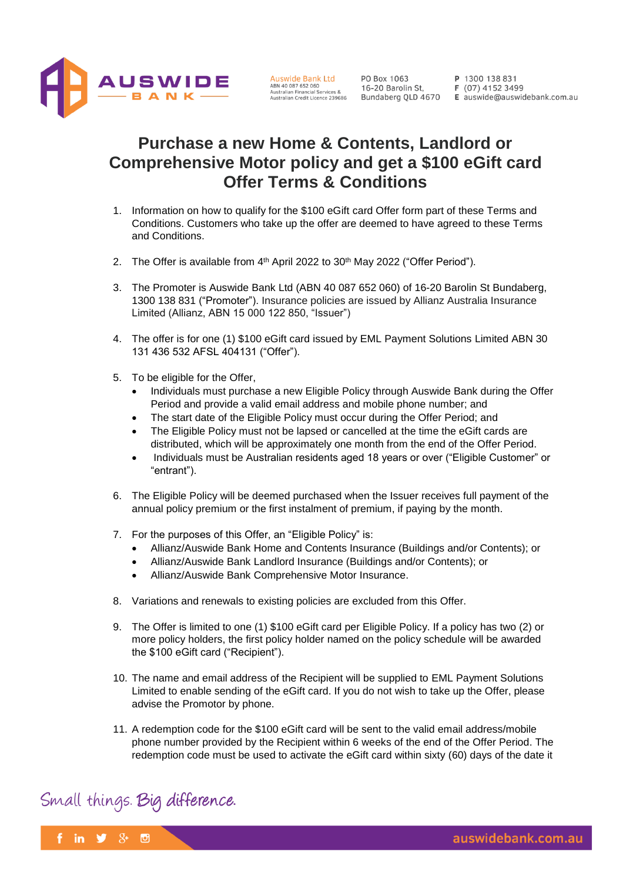# Purchase a new Home & Contents, Landlord or Comprehensive Motor policy and get a $100 eGift card Offer Terms & Conditions

1. Information on how to qualify for the $100 eGift card Offer form part of these Terms and Conditions. Customers who take up the offer are deemed to have agreed to these Terms and Conditions.

2. The Offer is available from 4th April 2022 to 30th May 2022 ("Offer Period").

3. The Promoter is Auswide Bank Ltd (ABN 40 087 652 060) of 16-20 Barolin St Bundaberg, 1300 138 831 ("Promoter"). Insurance policies are issued by Allianz Australia Insurance Limited (Allianz, ABN 15 000 122 850, "Issuer")

4. The offer is for one (1) $100 eGift card issued by EML Payment Solutions Limited ABN 30 131 436 532 AFSL 404131 ("Offer").

5. To be eligible for the Offer,
   - Individuals must purchase a new Eligible Policy through Auswide Bank during the Offer Period and provide a valid email address and mobile phone number; and
   - The start date of the Eligible Policy must occur during the Offer Period; and
   - The Eligible Policy must not be lapsed or cancelled at the time the eGift cards are distributed, which will be approximately one month from the end of the Offer Period.
   - Individuals must be Australian residents aged 18 years or over ("Eligible Customer" or "entrant").

6. The Eligible Policy will be deemed purchased when the Issuer receives full payment of the annual policy premium or the first instalment of premium, if paying by the month.

7. For the purposes of this Offer, an "Eligible Policy" is:
   - Allianz/Auswide Bank Home and Contents Insurance (Buildings and/or Contents); or
   - Allianz/Auswide Bank Landlord Insurance (Buildings and/or Contents); or
   - Allianz/Auswide Bank Comprehensive Motor Insurance.

8. Variations and renewals to existing policies are excluded from this Offer.

9. The Offer is limited to one (1) $100 eGift card per Eligible Policy. If a policy has two (2) or more policy holders, the first policy holder named on the policy schedule will be awarded the $100 eGift card ("Recipient").

10. The name and email address of the Recipient will be supplied to EML Payment Solutions Limited to enable sending of the eGift card. If you do not wish to take up the Offer, please advise the Promotor by phone.

11. A redemption code for the $100 eGift card will be sent to the valid email address/mobile phone number provided by the Recipient within 6 weeks of the end of the Offer Period. The redemption code must be used to activate the eGift card within sixty (60) days of the date it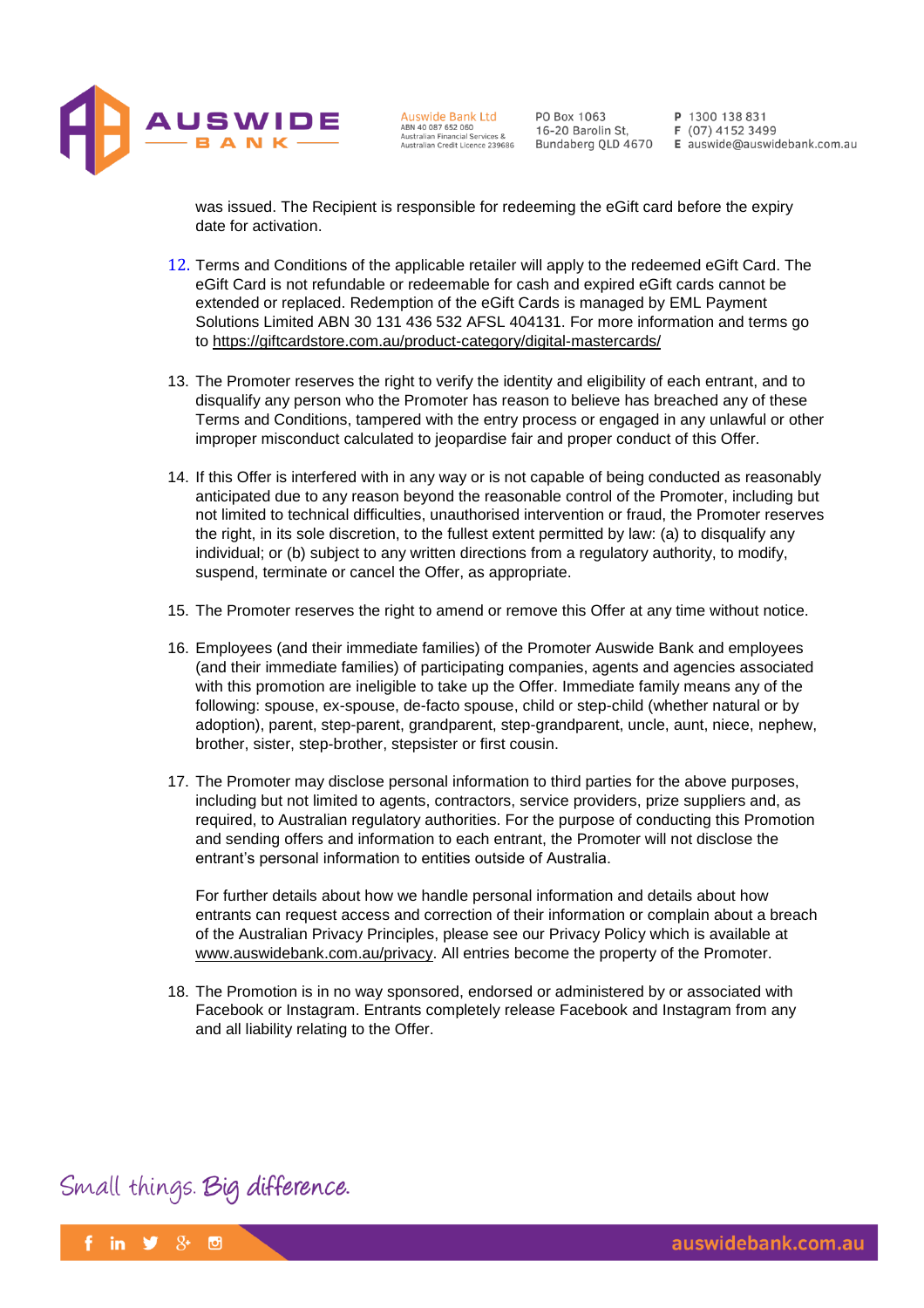was issued. The Recipient is responsible for redeeming the eGift card before the expiry date for activation.

12. Terms and Conditions of the applicable retailer will apply to the redeemed eGift Card. The eGift Card is not refundable or redeemable for cash and expired eGift cards cannot be extended or replaced. Redemption of the eGift Cards is managed by EML Payment Solutions Limited ABN 30 131 436 532 AFSL 404131. For more information and terms go to https://giftcardstore.com.au/product-category/digital-mastercards/

13. The Promoter reserves the right to verify the identity and eligibility of each entrant, and to disqualify any person who the Promoter has reason to believe has breached any of these Terms and Conditions, tampered with the entry process or engaged in any unlawful or other improper misconduct calculated to jeopardise fair and proper conduct of this Offer.

14. If this Offer is interfered with in any way or is not capable of being conducted as reasonably anticipated due to any reason beyond the reasonable control of the Promoter, including but not limited to technical difficulties, unauthorised intervention or fraud, the Promoter reserves the right, in its sole discretion, to the fullest extent permitted by law: (a) to disqualify any individual; or (b) subject to any written directions from a regulatory authority, to modify, suspend, terminate or cancel the Offer, as appropriate.

15. The Promoter reserves the right to amend or remove this Offer at any time without notice.

16. Employees (and their immediate families) of the Promoter Auswide Bank and employees (and their immediate families) of participating companies, agents and agencies associated with this promotion are ineligible to take up the Offer. Immediate family means any of the following: spouse, ex-spouse, de-facto spouse, child or step-child (whether natural or by adoption), parent, step-parent, grandparent, step-grandparent, uncle, aunt, niece, nephew, brother, sister, step-brother, stepsister or first cousin.

17. The Promoter may disclose personal information to third parties for the above purposes, including but not limited to agents, contractors, service providers, prize suppliers and, as required, to Australian regulatory authorities. For the purpose of conducting this Promotion and sending offers and information to each entrant, the Promoter will not disclose the entrant's personal information to entities outside of Australia.

    For further details about how we handle personal information and details about how entrants can request access and correction of their information or complain about a breach of the Australian Privacy Principles, please see our Privacy Policy which is available at www.auswidebank.com.au/privacy. All entries become the property of the Promoter.

18. The Promotion is in no way sponsored, endorsed or administered by or associated with Facebook or Instagram. Entrants completely release Facebook and Instagram from any and all liability relating to the Offer.